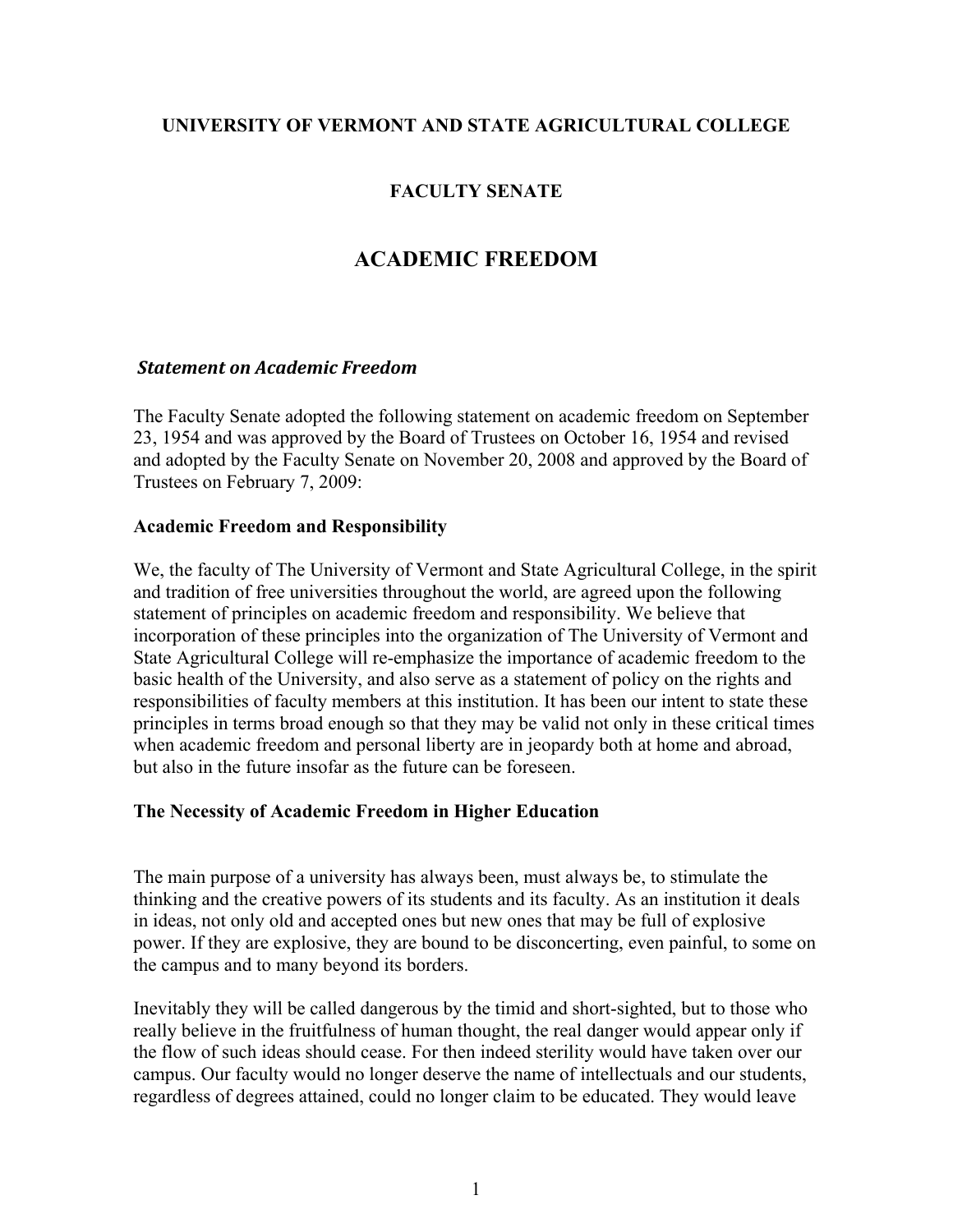**UNIVERSITY OF VERMONT AND STATE AGRICULTURAL COLLEGE**

**FACULTY SENATE**

# ACADEMIC FREEDOM

### *Statement on Academic Freedom*

The Faculty Senate adopted the following statement on academic freedom on September 23, 1954 and was approved by the Board of Trustees on October 16, 1954 and revised and adopted by the Faculty Senate on November 20, 2008 and approved by the Board of Trustees on February 7, 2009:

**Academic Freedom and Responsibility**

We, the faculty of The University of Vermont and State Agricultural College, in the spirit and tradition of free universities throughout the world, are agreed upon the following statement of principles on academic freedom and responsibility. We believe that incorporation of these principles into the organization of The University of Vermont and State Agricultural College will re-emphasize the importance of academic freedom to the basic health of the University, and also serve as a statement of policy on the rights and responsibilities of faculty members at this institution. It has been our intent to state these principles in terms broad enough so that they may be valid not only in these critical times when academic freedom and personal liberty are in jeopardy both at home and abroad, but also in the future insofar as the future can be foreseen.

**The Necessity of Academic Freedom in Higher Education**

The main purpose of a university has always been, must always be, to stimulate the thinking and the creative powers of its students and its faculty. As an institution it deals in ideas, not only old and accepted ones but new ones that may be full of explosive power. If they are explosive, they are bound to be disconcerting, even painful, to some on the campus and to many beyond its borders.

Inevitably they will be called dangerous by the timid and short-sighted, but to those who really believe in the fruitfulness of human thought, the real danger would appear only if the flow of such ideas should cease. For then indeed sterility would have taken over our campus. Our faculty would no longer deserve the name of intellectuals and our students, regardless of degrees attained, could no longer claim to be educated. They would leave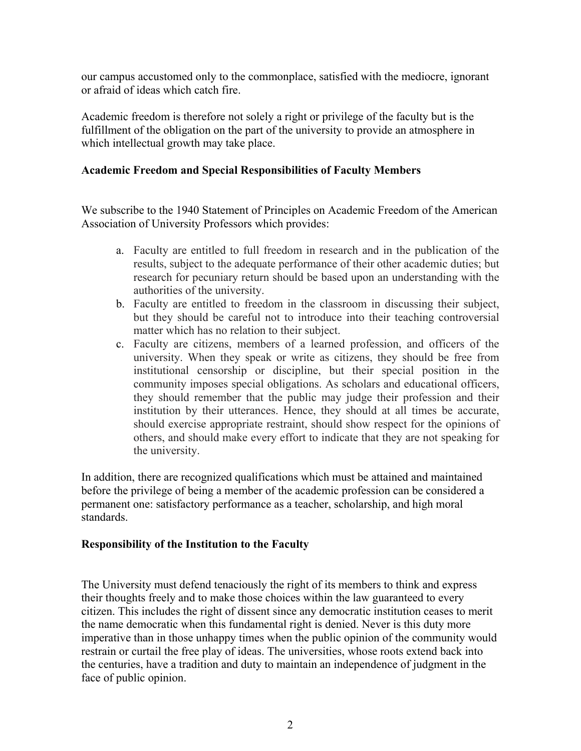our campus accustomed only to the commonplace, satisfied with the mediocre, ignorant or afraid of ideas which catch fire.

Academic freedom is therefore not solely a right or privilege of the faculty but is the fulfillment of the obligation on the part of the university to provide an atmosphere in which intellectual growth may take place.

**Academic Freedom and Special Responsibilities of Faculty Members**

We subscribe to the 1940 Statement of Principles on Academic Freedom of the American Association of University Professors which provides:

a. Faculty are entitled to full freedom in research and in the publication of the results, subject to the adequate performance of their other academic duties; but research for pecuniary return should be based upon an understanding with the authorities of the university.
b. Faculty are entitled to freedom in the classroom in discussing their subject, but they should be careful not to introduce into their teaching controversial matter which has no relation to their subject.
c. Faculty are citizens, members of a learned profession, and officers of the university. When they speak or write as citizens, they should be free from institutional censorship or discipline, but their special position in the community imposes special obligations. As scholars and educational officers, they should remember that the public may judge their profession and their institution by their utterances. Hence, they should at all times be accurate, should exercise appropriate restraint, should show respect for the opinions of others, and should make every effort to indicate that they are not speaking for the university.

In addition, there are recognized qualifications which must be attained and maintained before the privilege of being a member of the academic profession can be considered a permanent one: satisfactory performance as a teacher, scholarship, and high moral standards.

**Responsibility of the Institution to the Faculty**

The University must defend tenaciously the right of its members to think and express their thoughts freely and to make those choices within the law guaranteed to every citizen. This includes the right of dissent since any democratic institution ceases to merit the name democratic when this fundamental right is denied. Never is this duty more imperative than in those unhappy times when the public opinion of the community would restrain or curtail the free play of ideas. The universities, whose roots extend back into the centuries, have a tradition and duty to maintain an independence of judgment in the face of public opinion.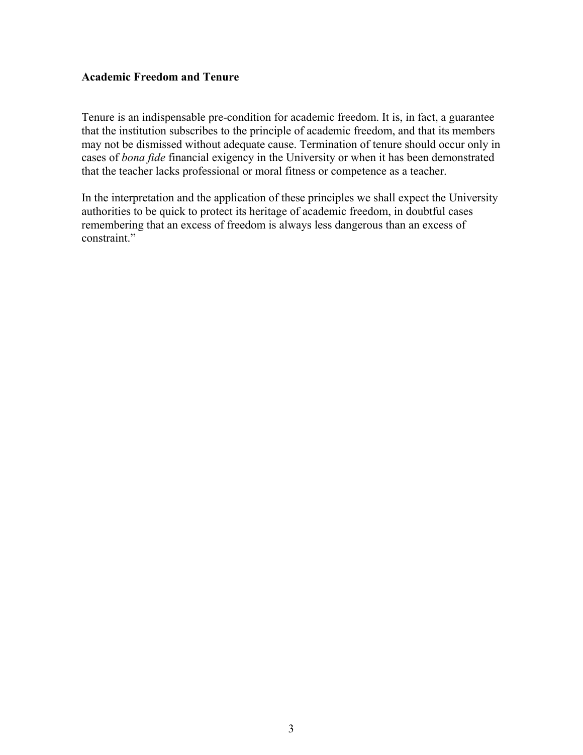**Academic Freedom and Tenure**

Tenure is an indispensable pre-condition for academic freedom. It is, in fact, a guarantee that the institution subscribes to the principle of academic freedom, and that its members may not be dismissed without adequate cause. Termination of tenure should occur only in cases of *bona fide* financial exigency in the University or when it has been demonstrated that the teacher lacks professional or moral fitness or competence as a teacher.

In the interpretation and the application of these principles we shall expect the University authorities to be quick to protect its heritage of academic freedom, in doubtful cases remembering that an excess of freedom is always less dangerous than an excess of constraint."